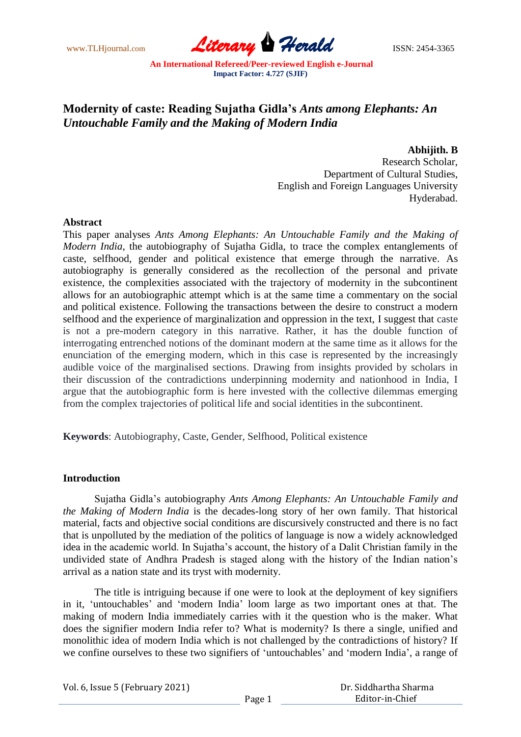# Modernity of caste: Reading Sujatha Gidla's *Ants among Elephants: An Untouchable Family and the Making of Modern India*

**Abhijith. B**
Research Scholar,
Department of Cultural Studies,
English and Foreign Languages University
Hyderabad.

## Abstract

This paper analyses *Ants Among Elephants: An Untouchable Family and the Making of Modern India*, the autobiography of Sujatha Gidla, to trace the complex entanglements of caste, selfhood, gender and political existence that emerge through the narrative. As autobiography is generally considered as the recollection of the personal and private existence, the complexities associated with the trajectory of modernity in the subcontinent allows for an autobiographic attempt which is at the same time a commentary on the social and political existence. Following the transactions between the desire to construct a modern selfhood and the experience of marginalization and oppression in the text, I suggest that caste is not a pre-modern category in this narrative. Rather, it has the double function of interrogating entrenched notions of the dominant modern at the same time as it allows for the enunciation of the emerging modern, which in this case is represented by the increasingly audible voice of the marginalised sections. Drawing from insights provided by scholars in their discussion of the contradictions underpinning modernity and nationhood in India, I argue that the autobiographic form is here invested with the collective dilemmas emerging from the complex trajectories of political life and social identities in the subcontinent.

**Keywords**: Autobiography, Caste, Gender, Selfhood, Political existence

## Introduction

Sujatha Gidla's autobiography *Ants Among Elephants: An Untouchable Family and the Making of Modern India* is the decades-long story of her own family. That historical material, facts and objective social conditions are discursively constructed and there is no fact that is unpolluted by the mediation of the politics of language is now a widely acknowledged idea in the academic world. In Sujatha's account, the history of a Dalit Christian family in the undivided state of Andhra Pradesh is staged along with the history of the Indian nation's arrival as a nation state and its tryst with modernity.

The title is intriguing because if one were to look at the deployment of key signifiers in it, 'untouchables' and 'modern India' loom large as two important ones at that. The making of modern India immediately carries with it the question who is the maker. What does the signifier modern India refer to? What is modernity? Is there a single, unified and monolithic idea of modern India which is not challenged by the contradictions of history? If we confine ourselves to these two signifiers of 'untouchables' and 'modern India', a range of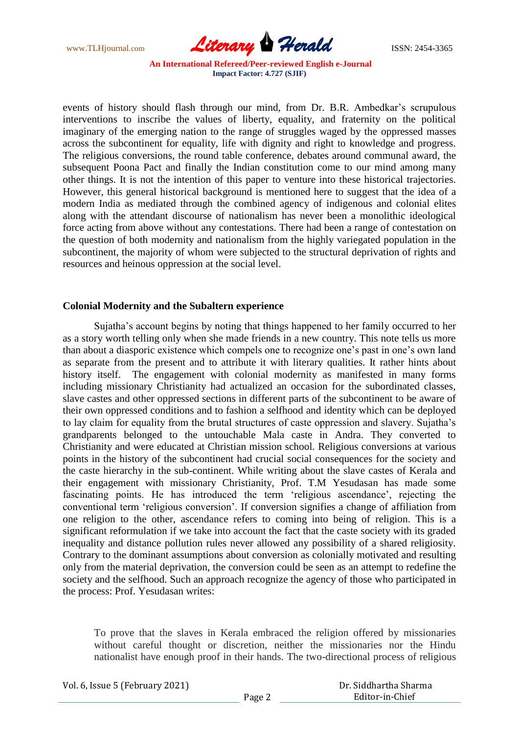events of history should flash through our mind, from Dr. B.R. Ambedkar's scrupulous interventions to inscribe the values of liberty, equality, and fraternity on the political imaginary of the emerging nation to the range of struggles waged by the oppressed masses across the subcontinent for equality, life with dignity and right to knowledge and progress. The religious conversions, the round table conference, debates around communal award, the subsequent Poona Pact and finally the Indian constitution come to our mind among many other things. It is not the intention of this paper to venture into these historical trajectories. However, this general historical background is mentioned here to suggest that the idea of a modern India as mediated through the combined agency of indigenous and colonial elites along with the attendant discourse of nationalism has never been a monolithic ideological force acting from above without any contestations. There had been a range of contestation on the question of both modernity and nationalism from the highly variegated population in the subcontinent, the majority of whom were subjected to the structural deprivation of rights and resources and heinous oppression at the social level.

## Colonial Modernity and the Subaltern experience

Sujatha's account begins by noting that things happened to her family occurred to her as a story worth telling only when she made friends in a new country. This note tells us more than about a diasporic existence which compels one to recognize one's past in one's own land as separate from the present and to attribute it with literary qualities. It rather hints about history itself. The engagement with colonial modernity as manifested in many forms including missionary Christianity had actualized an occasion for the subordinated classes, slave castes and other oppressed sections in different parts of the subcontinent to be aware of their own oppressed conditions and to fashion a selfhood and identity which can be deployed to lay claim for equality from the brutal structures of caste oppression and slavery. Sujatha's grandparents belonged to the untouchable Mala caste in Andra. They converted to Christianity and were educated at Christian mission school. Religious conversions at various points in the history of the subcontinent had crucial social consequences for the society and the caste hierarchy in the sub-continent. While writing about the slave castes of Kerala and their engagement with missionary Christianity, Prof. T.M Yesudasan has made some fascinating points. He has introduced the term 'religious ascendance', rejecting the conventional term 'religious conversion'. If conversion signifies a change of affiliation from one religion to the other, ascendance refers to coming into being of religion. This is a significant reformulation if we take into account the fact that the caste society with its graded inequality and distance pollution rules never allowed any possibility of a shared religiosity. Contrary to the dominant assumptions about conversion as colonially motivated and resulting only from the material deprivation, the conversion could be seen as an attempt to redefine the society and the selfhood. Such an approach recognize the agency of those who participated in the process: Prof. Yesudasan writes:

> To prove that the slaves in Kerala embraced the religion offered by missionaries without careful thought or discretion, neither the missionaries nor the Hindu nationalist have enough proof in their hands. The two-directional process of religious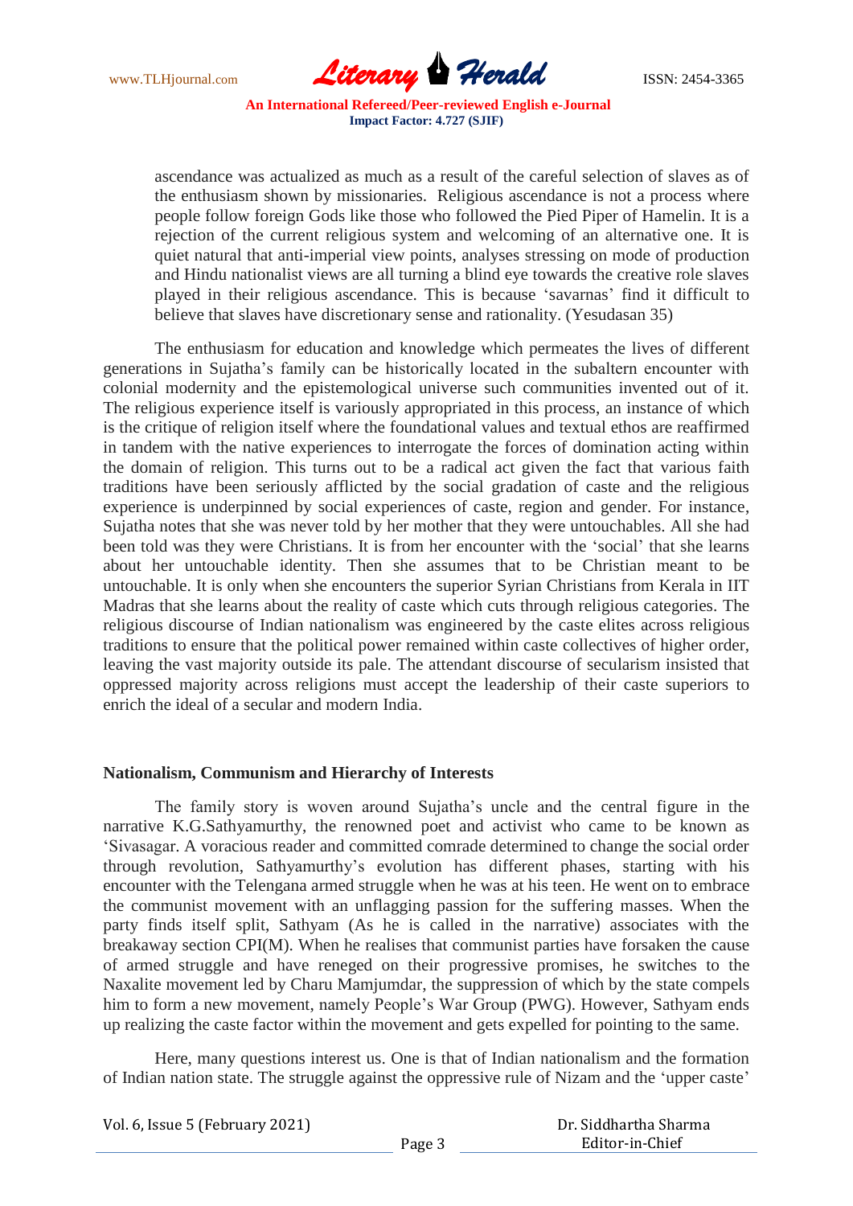ascendance was actualized as much as a result of the careful selection of slaves as of the enthusiasm shown by missionaries. Religious ascendance is not a process where people follow foreign Gods like those who followed the Pied Piper of Hamelin. It is a rejection of the current religious system and welcoming of an alternative one. It is quiet natural that anti-imperial view points, analyses stressing on mode of production and Hindu nationalist views are all turning a blind eye towards the creative role slaves played in their religious ascendance. This is because 'savarnas' find it difficult to believe that slaves have discretionary sense and rationality. (Yesudasan 35)

The enthusiasm for education and knowledge which permeates the lives of different generations in Sujatha's family can be historically located in the subaltern encounter with colonial modernity and the epistemological universe such communities invented out of it. The religious experience itself is variously appropriated in this process, an instance of which is the critique of religion itself where the foundational values and textual ethos are reaffirmed in tandem with the native experiences to interrogate the forces of domination acting within the domain of religion. This turns out to be a radical act given the fact that various faith traditions have been seriously afflicted by the social gradation of caste and the religious experience is underpinned by social experiences of caste, region and gender. For instance, Sujatha notes that she was never told by her mother that they were untouchables. All she had been told was they were Christians. It is from her encounter with the 'social' that she learns about her untouchable identity. Then she assumes that to be Christian meant to be untouchable. It is only when she encounters the superior Syrian Christians from Kerala in IIT Madras that she learns about the reality of caste which cuts through religious categories. The religious discourse of Indian nationalism was engineered by the caste elites across religious traditions to ensure that the political power remained within caste collectives of higher order, leaving the vast majority outside its pale. The attendant discourse of secularism insisted that oppressed majority across religions must accept the leadership of their caste superiors to enrich the ideal of a secular and modern India.

## Nationalism, Communism and Hierarchy of Interests

The family story is woven around Sujatha's uncle and the central figure in the narrative K.G.Sathyamurthy, the renowned poet and activist who came to be known as 'Sivasagar. A voracious reader and committed comrade determined to change the social order through revolution, Sathyamurthy's evolution has different phases, starting with his encounter with the Telengana armed struggle when he was at his teen. He went on to embrace the communist movement with an unflagging passion for the suffering masses. When the party finds itself split, Sathyam (As he is called in the narrative) associates with the breakaway section CPI(M). When he realises that communist parties have forsaken the cause of armed struggle and have reneged on their progressive promises, he switches to the Naxalite movement led by Charu Mamjumdar, the suppression of which by the state compels him to form a new movement, namely People's War Group (PWG). However, Sathyam ends up realizing the caste factor within the movement and gets expelled for pointing to the same.

Here, many questions interest us. One is that of Indian nationalism and the formation of Indian nation state. The struggle against the oppressive rule of Nizam and the 'upper caste'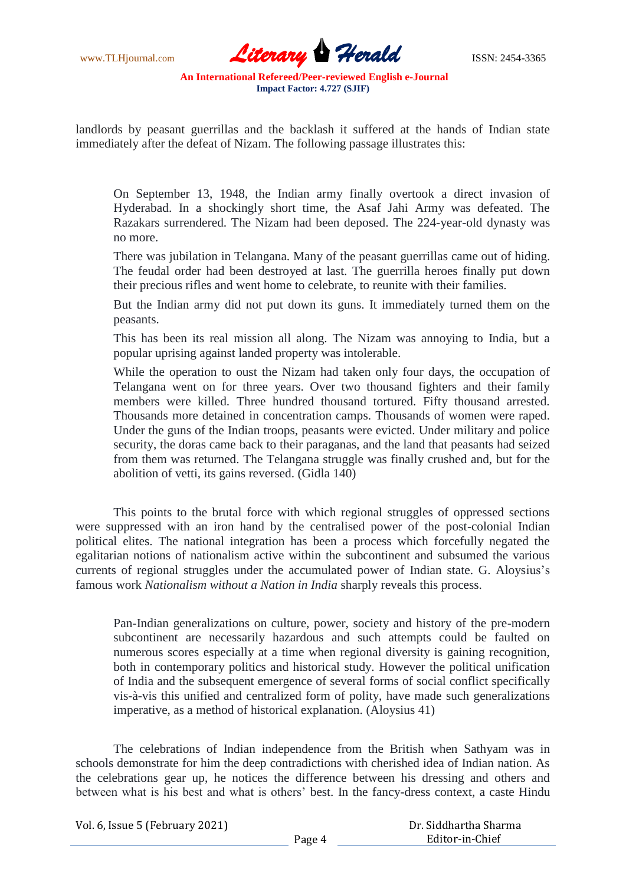landlords by peasant guerrillas and the backlash it suffered at the hands of Indian state immediately after the defeat of Nizam. The following passage illustrates this:

> On September 13, 1948, the Indian army finally overtook a direct invasion of Hyderabad. In a shockingly short time, the Asaf Jahi Army was defeated. The Razakars surrendered. The Nizam had been deposed. The 224-year-old dynasty was no more.
>
> There was jubilation in Telangana. Many of the peasant guerrillas came out of hiding. The feudal order had been destroyed at last. The guerrilla heroes finally put down their precious rifles and went home to celebrate, to reunite with their families.
>
> But the Indian army did not put down its guns. It immediately turned them on the peasants.
>
> This has been its real mission all along. The Nizam was annoying to India, but a popular uprising against landed property was intolerable.
>
> While the operation to oust the Nizam had taken only four days, the occupation of Telangana went on for three years. Over two thousand fighters and their family members were killed. Three hundred thousand tortured. Fifty thousand arrested. Thousands more detained in concentration camps. Thousands of women were raped. Under the guns of the Indian troops, peasants were evicted. Under military and police security, the doras came back to their paraganas, and the land that peasants had seized from them was returned. The Telangana struggle was finally crushed and, but for the abolition of vetti, its gains reversed. (Gidla 140)

This points to the brutal force with which regional struggles of oppressed sections were suppressed with an iron hand by the centralised power of the post-colonial Indian political elites. The national integration has been a process which forcefully negated the egalitarian notions of nationalism active within the subcontinent and subsumed the various currents of regional struggles under the accumulated power of Indian state. G. Aloysius's famous work *Nationalism without a Nation in India* sharply reveals this process.

> Pan-Indian generalizations on culture, power, society and history of the pre-modern subcontinent are necessarily hazardous and such attempts could be faulted on numerous scores especially at a time when regional diversity is gaining recognition, both in contemporary politics and historical study. However the political unification of India and the subsequent emergence of several forms of social conflict specifically vis-à-vis this unified and centralized form of polity, have made such generalizations imperative, as a method of historical explanation. (Aloysius 41)

The celebrations of Indian independence from the British when Sathyam was in schools demonstrate for him the deep contradictions with cherished idea of Indian nation. As the celebrations gear up, he notices the difference between his dressing and others and between what is his best and what is others' best. In the fancy-dress context, a caste Hindu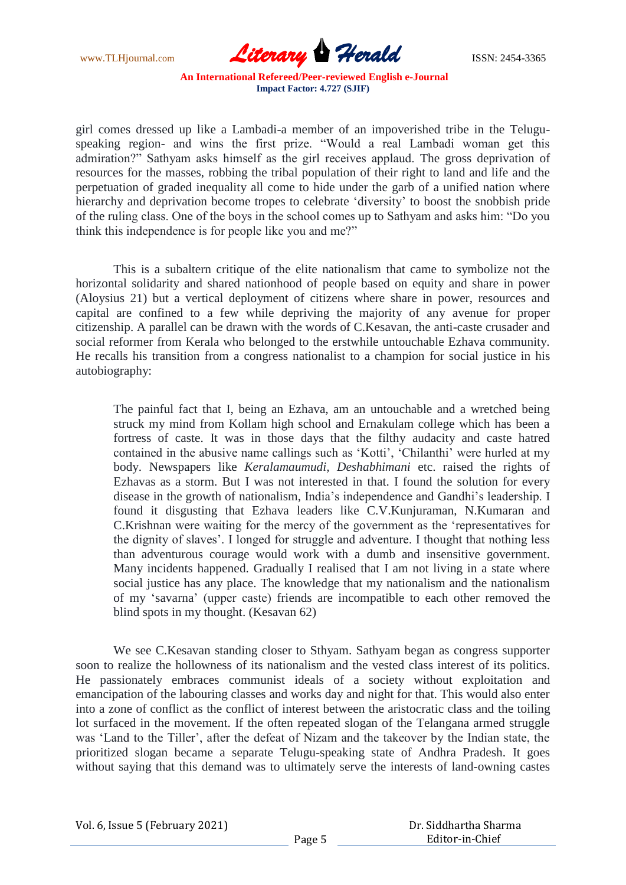girl comes dressed up like a Lambadi-a member of an impoverished tribe in the Telugu-speaking region- and wins the first prize. "Would a real Lambadi woman get this admiration?" Sathyam asks himself as the girl receives applaud. The gross deprivation of resources for the masses, robbing the tribal population of their right to land and life and the perpetuation of graded inequality all come to hide under the garb of a unified nation where hierarchy and deprivation become tropes to celebrate 'diversity' to boost the snobbish pride of the ruling class. One of the boys in the school comes up to Sathyam and asks him: "Do you think this independence is for people like you and me?"

This is a subaltern critique of the elite nationalism that came to symbolize not the horizontal solidarity and shared nationhood of people based on equity and share in power (Aloysius 21) but a vertical deployment of citizens where share in power, resources and capital are confined to a few while depriving the majority of any avenue for proper citizenship. A parallel can be drawn with the words of C.Kesavan, the anti-caste crusader and social reformer from Kerala who belonged to the erstwhile untouchable Ezhava community. He recalls his transition from a congress nationalist to a champion for social justice in his autobiography:

> The painful fact that I, being an Ezhava, am an untouchable and a wretched being struck my mind from Kollam high school and Ernakulam college which has been a fortress of caste. It was in those days that the filthy audacity and caste hatred contained in the abusive name callings such as 'Kotti', 'Chilanthi' were hurled at my body. Newspapers like *Keralamaumudi, Deshabhimani* etc. raised the rights of Ezhavas as a storm. But I was not interested in that. I found the solution for every disease in the growth of nationalism, India's independence and Gandhi's leadership. I found it disgusting that Ezhava leaders like C.V.Kunjuraman, N.Kumaran and C.Krishnan were waiting for the mercy of the government as the 'representatives for the dignity of slaves'. I longed for struggle and adventure. I thought that nothing less than adventurous courage would work with a dumb and insensitive government. Many incidents happened. Gradually I realised that I am not living in a state where social justice has any place. The knowledge that my nationalism and the nationalism of my 'savarna' (upper caste) friends are incompatible to each other removed the blind spots in my thought. (Kesavan 62)

We see C.Kesavan standing closer to Sthyam. Sathyam began as congress supporter soon to realize the hollowness of its nationalism and the vested class interest of its politics. He passionately embraces communist ideals of a society without exploitation and emancipation of the labouring classes and works day and night for that. This would also enter into a zone of conflict as the conflict of interest between the aristocratic class and the toiling lot surfaced in the movement. If the often repeated slogan of the Telangana armed struggle was 'Land to the Tiller', after the defeat of Nizam and the takeover by the Indian state, the prioritized slogan became a separate Telugu-speaking state of Andhra Pradesh. It goes without saying that this demand was to ultimately serve the interests of land-owning castes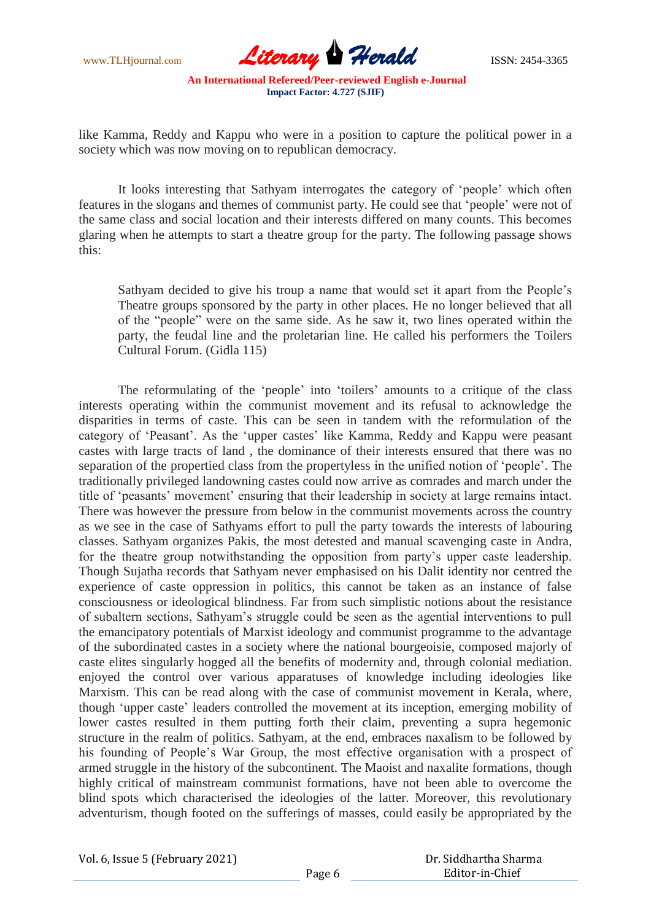like Kamma, Reddy and Kappu who were in a position to capture the political power in a society which was now moving on to republican democracy.

It looks interesting that Sathyam interrogates the category of 'people' which often features in the slogans and themes of communist party. He could see that 'people' were not of the same class and social location and their interests differed on many counts. This becomes glaring when he attempts to start a theatre group for the party. The following passage shows this:

> Sathyam decided to give his troup a name that would set it apart from the People's Theatre groups sponsored by the party in other places. He no longer believed that all of the "people" were on the same side. As he saw it, two lines operated within the party, the feudal line and the proletarian line. He called his performers the Toilers Cultural Forum. (Gidla 115)

The reformulating of the 'people' into 'toilers' amounts to a critique of the class interests operating within the communist movement and its refusal to acknowledge the disparities in terms of caste. This can be seen in tandem with the reformulation of the category of 'Peasant'. As the 'upper castes' like Kamma, Reddy and Kappu were peasant castes with large tracts of land , the dominance of their interests ensured that there was no separation of the propertied class from the propertyless in the unified notion of 'people'. The traditionally privileged landowning castes could now arrive as comrades and march under the title of 'peasants' movement' ensuring that their leadership in society at large remains intact. There was however the pressure from below in the communist movements across the country as we see in the case of Sathyams effort to pull the party towards the interests of labouring classes. Sathyam organizes Pakis, the most detested and manual scavenging caste in Andra, for the theatre group notwithstanding the opposition from party's upper caste leadership. Though Sujatha records that Sathyam never emphasised on his Dalit identity nor centred the experience of caste oppression in politics, this cannot be taken as an instance of false consciousness or ideological blindness. Far from such simplistic notions about the resistance of subaltern sections, Sathyam's struggle could be seen as the agential interventions to pull the emancipatory potentials of Marxist ideology and communist programme to the advantage of the subordinated castes in a society where the national bourgeoisie, composed majorly of caste elites singularly hogged all the benefits of modernity and, through colonial mediation. enjoyed the control over various apparatuses of knowledge including ideologies like Marxism. This can be read along with the case of communist movement in Kerala, where, though 'upper caste' leaders controlled the movement at its inception, emerging mobility of lower castes resulted in them putting forth their claim, preventing a supra hegemonic structure in the realm of politics. Sathyam, at the end, embraces naxalism to be followed by his founding of People's War Group, the most effective organisation with a prospect of armed struggle in the history of the subcontinent. The Maoist and naxalite formations, though highly critical of mainstream communist formations, have not been able to overcome the blind spots which characterised the ideologies of the latter. Moreover, this revolutionary adventurism, though footed on the sufferings of masses, could easily be appropriated by the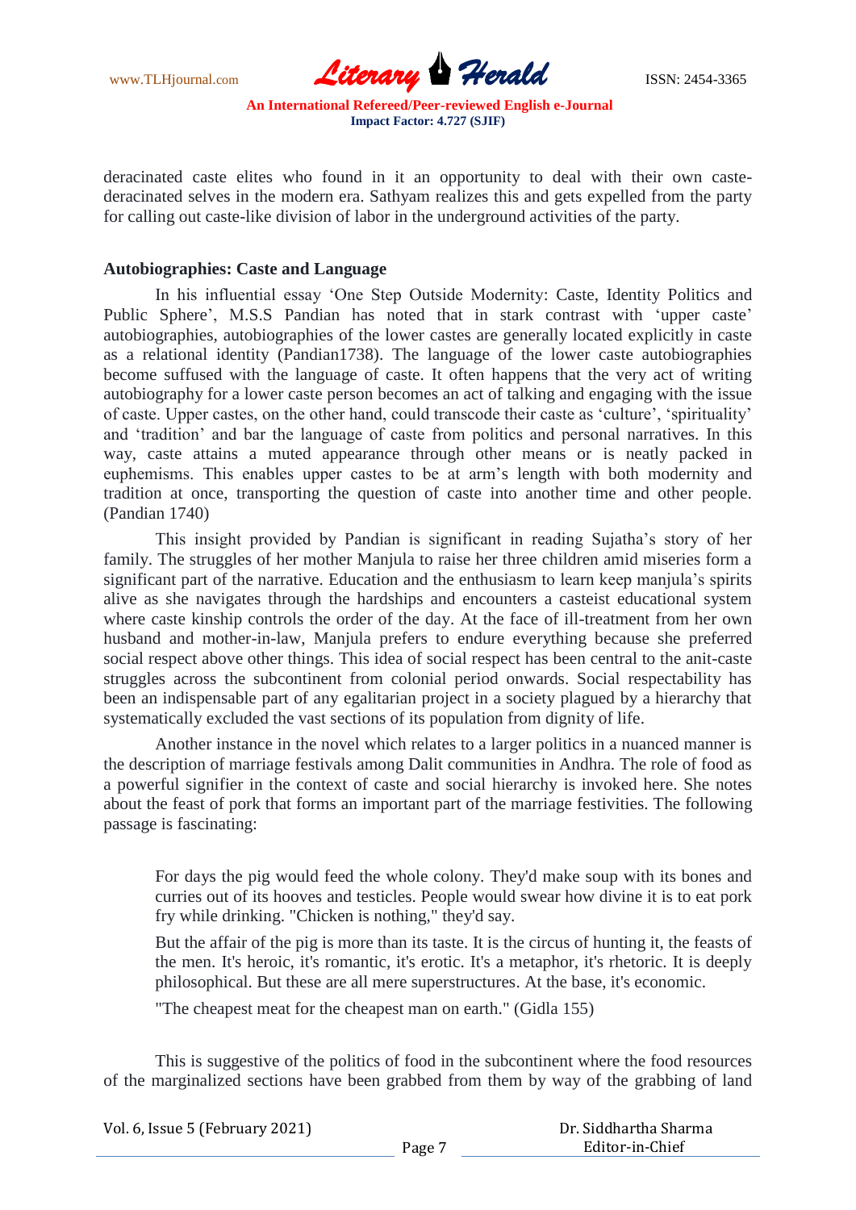deracinated caste elites who found in it an opportunity to deal with their own caste-deracinated selves in the modern era. Sathyam realizes this and gets expelled from the party for calling out caste-like division of labor in the underground activities of the party.

**Autobiographies: Caste and Language**

In his influential essay 'One Step Outside Modernity: Caste, Identity Politics and Public Sphere', M.S.S Pandian has noted that in stark contrast with 'upper caste' autobiographies, autobiographies of the lower castes are generally located explicitly in caste as a relational identity (Pandian1738). The language of the lower caste autobiographies become suffused with the language of caste. It often happens that the very act of writing autobiography for a lower caste person becomes an act of talking and engaging with the issue of caste. Upper castes, on the other hand, could transcode their caste as 'culture', 'spirituality' and 'tradition' and bar the language of caste from politics and personal narratives. In this way, caste attains a muted appearance through other means or is neatly packed in euphemisms. This enables upper castes to be at arm's length with both modernity and tradition at once, transporting the question of caste into another time and other people. (Pandian 1740)

This insight provided by Pandian is significant in reading Sujatha's story of her family. The struggles of her mother Manjula to raise her three children amid miseries form a significant part of the narrative. Education and the enthusiasm to learn keep manjula's spirits alive as she navigates through the hardships and encounters a casteist educational system where caste kinship controls the order of the day. At the face of ill-treatment from her own husband and mother-in-law, Manjula prefers to endure everything because she preferred social respect above other things. This idea of social respect has been central to the anit-caste struggles across the subcontinent from colonial period onwards. Social respectability has been an indispensable part of any egalitarian project in a society plagued by a hierarchy that systematically excluded the vast sections of its population from dignity of life.

Another instance in the novel which relates to a larger politics in a nuanced manner is the description of marriage festivals among Dalit communities in Andhra. The role of food as a powerful signifier in the context of caste and social hierarchy is invoked here. She notes about the feast of pork that forms an important part of the marriage festivities. The following passage is fascinating:

> For days the pig would feed the whole colony. They'd make soup with its bones and curries out of its hooves and testicles. People would swear how divine it is to eat pork fry while drinking. "Chicken is nothing," they'd say.
>
> But the affair of the pig is more than its taste. It is the circus of hunting it, the feasts of the men. It's heroic, it's romantic, it's erotic. It's a metaphor, it's rhetoric. It is deeply philosophical. But these are all mere superstructures. At the base, it's economic.
>
> "The cheapest meat for the cheapest man on earth." (Gidla 155)

This is suggestive of the politics of food in the subcontinent where the food resources of the marginalized sections have been grabbed from them by way of the grabbing of land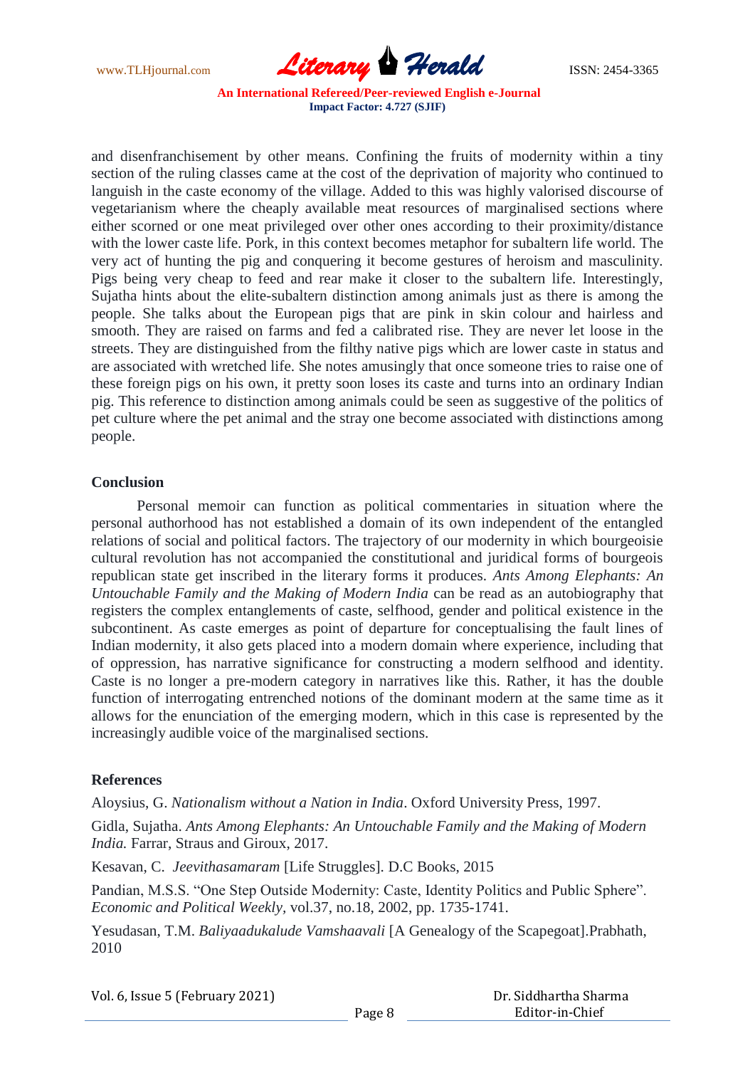and disenfranchisement by other means. Confining the fruits of modernity within a tiny section of the ruling classes came at the cost of the deprivation of majority who continued to languish in the caste economy of the village. Added to this was highly valorised discourse of vegetarianism where the cheaply available meat resources of marginalised sections where either scorned or one meat privileged over other ones according to their proximity/distance with the lower caste life. Pork, in this context becomes metaphor for subaltern life world. The very act of hunting the pig and conquering it become gestures of heroism and masculinity. Pigs being very cheap to feed and rear make it closer to the subaltern life. Interestingly, Sujatha hints about the elite-subaltern distinction among animals just as there is among the people. She talks about the European pigs that are pink in skin colour and hairless and smooth. They are raised on farms and fed a calibrated rise. They are never let loose in the streets. They are distinguished from the filthy native pigs which are lower caste in status and are associated with wretched life. She notes amusingly that once someone tries to raise one of these foreign pigs on his own, it pretty soon loses its caste and turns into an ordinary Indian pig. This reference to distinction among animals could be seen as suggestive of the politics of pet culture where the pet animal and the stray one become associated with distinctions among people.

## Conclusion

Personal memoir can function as political commentaries in situation where the personal authorhood has not established a domain of its own independent of the entangled relations of social and political factors. The trajectory of our modernity in which bourgeoisie cultural revolution has not accompanied the constitutional and juridical forms of bourgeois republican state get inscribed in the literary forms it produces. *Ants Among Elephants: An Untouchable Family and the Making of Modern India* can be read as an autobiography that registers the complex entanglements of caste, selfhood, gender and political existence in the subcontinent. As caste emerges as point of departure for conceptualising the fault lines of Indian modernity, it also gets placed into a modern domain where experience, including that of oppression, has narrative significance for constructing a modern selfhood and identity. Caste is no longer a pre-modern category in narratives like this. Rather, it has the double function of interrogating entrenched notions of the dominant modern at the same time as it allows for the enunciation of the emerging modern, which in this case is represented by the increasingly audible voice of the marginalised sections.

## References

Aloysius, G. *Nationalism without a Nation in India*. Oxford University Press, 1997.

Gidla, Sujatha. *Ants Among Elephants: An Untouchable Family and the Making of Modern India.* Farrar, Straus and Giroux, 2017.

Kesavan, C. *Jeevithasamaram* [Life Struggles]. D.C Books, 2015

Pandian, M.S.S. "One Step Outside Modernity: Caste, Identity Politics and Public Sphere". *Economic and Political Weekly*, vol.37, no.18, 2002, pp. 1735-1741.

Yesudasan, T.M. *Baliyaadukalude Vamshaavali* [A Genealogy of the Scapegoat].Prabhath, 2010